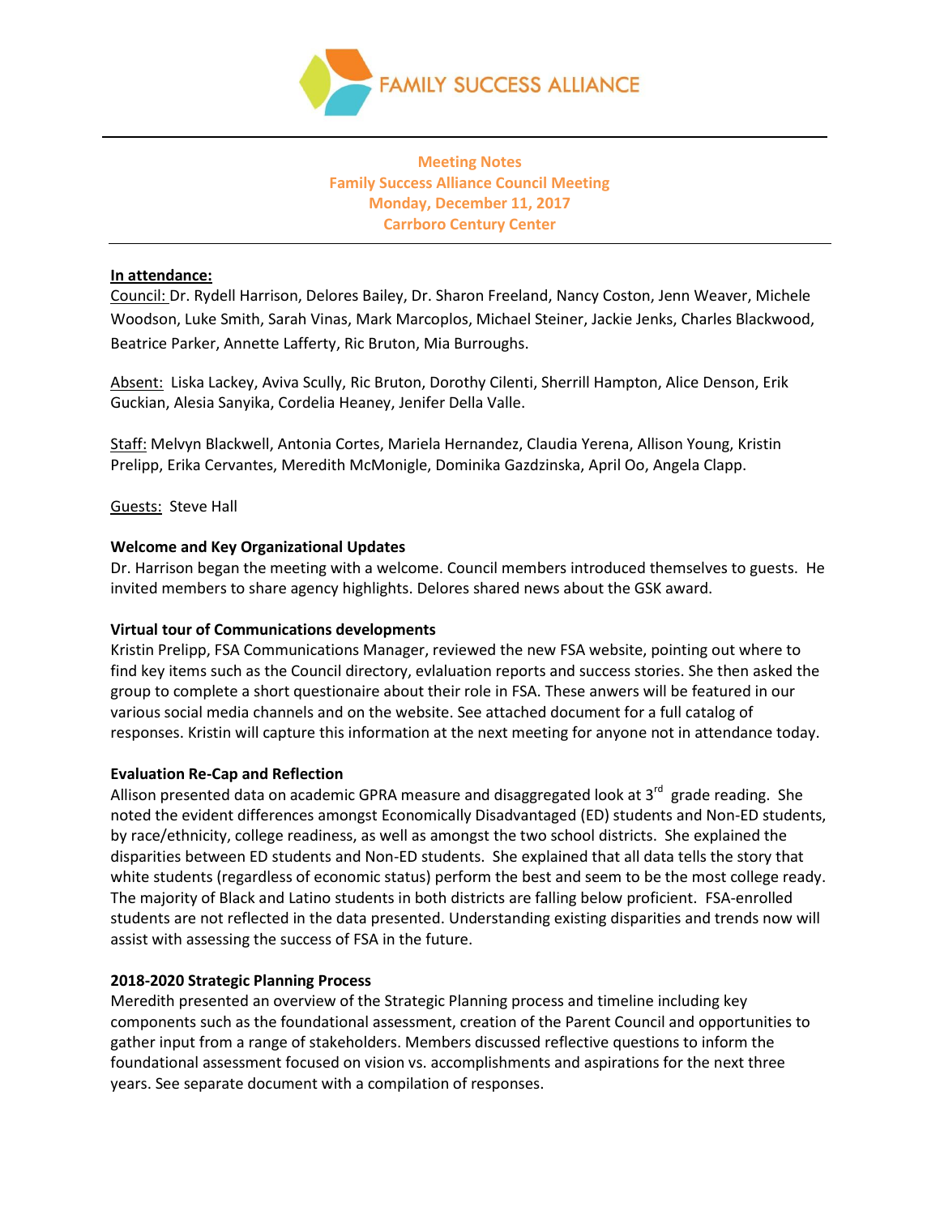FAMILY SUCCESS ALLIANCE

**Meeting Notes**
**Family Success Alliance Council Meeting**
**Monday, December 11, 2017**
**Carrboro Century Center**

---

**In attendance:**

Council: Dr. Rydell Harrison, Delores Bailey, Dr. Sharon Freeland, Nancy Coston, Jenn Weaver, Michele Woodson, Luke Smith, Sarah Vinas, Mark Marcoplos, Michael Steiner, Jackie Jenks, Charles Blackwood, Beatrice Parker, Annette Lafferty, Ric Bruton, Mia Burroughs.

Absent: Liska Lackey, Aviva Scully, Ric Bruton, Dorothy Cilenti, Sherrill Hampton, Alice Denson, Erik Guckian, Alesia Sanyika, Cordelia Heaney, Jenifer Della Valle.

Staff: Melvyn Blackwell, Antonia Cortes, Mariela Hernandez, Claudia Yerena, Allison Young, Kristin Prelipp, Erika Cervantes, Meredith McMonigle, Dominika Gazdzinska, April Oo, Angela Clapp.

Guests: Steve Hall

**Welcome and Key Organizational Updates**

Dr. Harrison began the meeting with a welcome. Council members introduced themselves to guests. He invited members to share agency highlights. Delores shared news about the GSK award.

**Virtual tour of Communications developments**

Kristin Prelipp, FSA Communications Manager, reviewed the new FSA website, pointing out where to find key items such as the Council directory, evlaluation reports and success stories. She then asked the group to complete a short questionaire about their role in FSA. These anwers will be featured in our various social media channels and on the website. See attached document for a full catalog of responses. Kristin will capture this information at the next meeting for anyone not in attendance today.

**Evaluation Re-Cap and Reflection**

Allison presented data on academic GPRA measure and disaggregated look at 3rd grade reading. She noted the evident differences amongst Economically Disadvantaged (ED) students and Non-ED students, by race/ethnicity, college readiness, as well as amongst the two school districts. She explained the disparities between ED students and Non-ED students. She explained that all data tells the story that white students (regardless of economic status) perform the best and seem to be the most college ready. The majority of Black and Latino students in both districts are falling below proficient. FSA-enrolled students are not reflected in the data presented. Understanding existing disparities and trends now will assist with assessing the success of FSA in the future.

**2018-2020 Strategic Planning Process**

Meredith presented an overview of the Strategic Planning process and timeline including key components such as the foundational assessment, creation of the Parent Council and opportunities to gather input from a range of stakeholders. Members discussed reflective questions to inform the foundational assessment focused on vision vs. accomplishments and aspirations for the next three years. See separate document with a compilation of responses.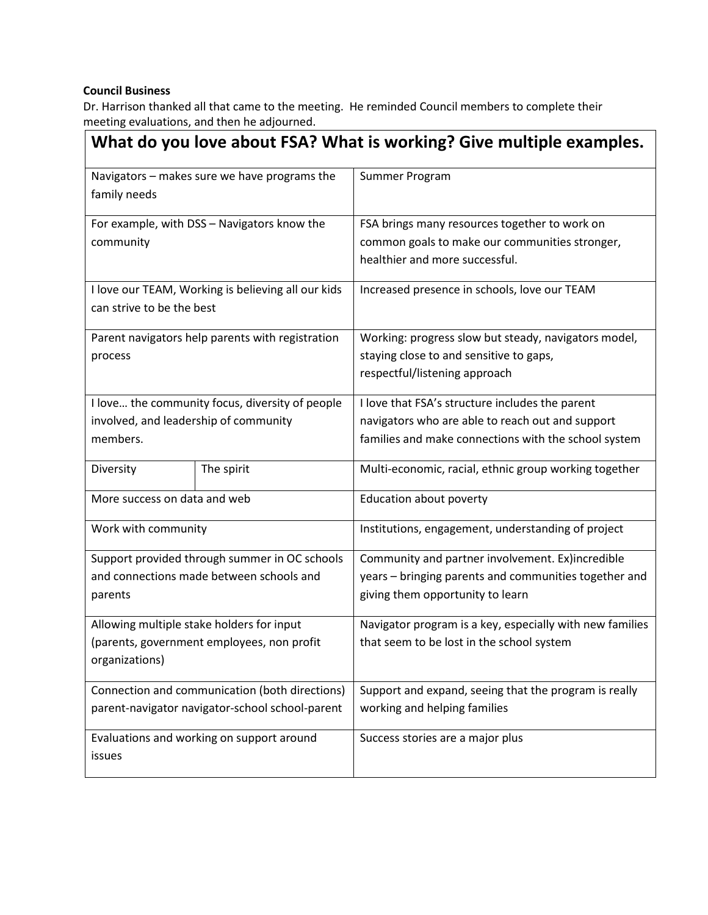**Council Business**

Dr. Harrison thanked all that came to the meeting. He reminded Council members to complete their meeting evaluations, and then he adjourned.

| What do you love about FSA? What is working? Give multiple examples. | | |
|---|---|---|
| Navigators – makes sure we have programs the family needs | | Summer Program |
| For example, with DSS – Navigators know the community | | FSA brings many resources together to work on common goals to make our communities stronger, healthier and more successful. |
| I love our TEAM, Working is believing all our kids can strive to be the best | | Increased presence in schools, love our TEAM |
| Parent navigators help parents with registration process | | Working: progress slow but steady, navigators model, staying close to and sensitive to gaps, respectful/listening approach |
| I love… the community focus, diversity of people involved, and leadership of community members. | | I love that FSA's structure includes the parent navigators who are able to reach out and support families and make connections with the school system |
| Diversity | The spirit | Multi-economic, racial, ethnic group working together |
| More success on data and web | | Education about poverty |
| Work with community | | Institutions, engagement, understanding of project |
| Support provided through summer in OC schools and connections made between schools and parents | | Community and partner involvement. Ex)incredible years – bringing parents and communities together and giving them opportunity to learn |
| Allowing multiple stake holders for input (parents, government employees, non profit organizations) | | Navigator program is a key, especially with new families that seem to be lost in the school system |
| Connection and communication (both directions) parent-navigator navigator-school school-parent | | Support and expand, seeing that the program is really working and helping families |
| Evaluations and working on support around issues | | Success stories are a major plus |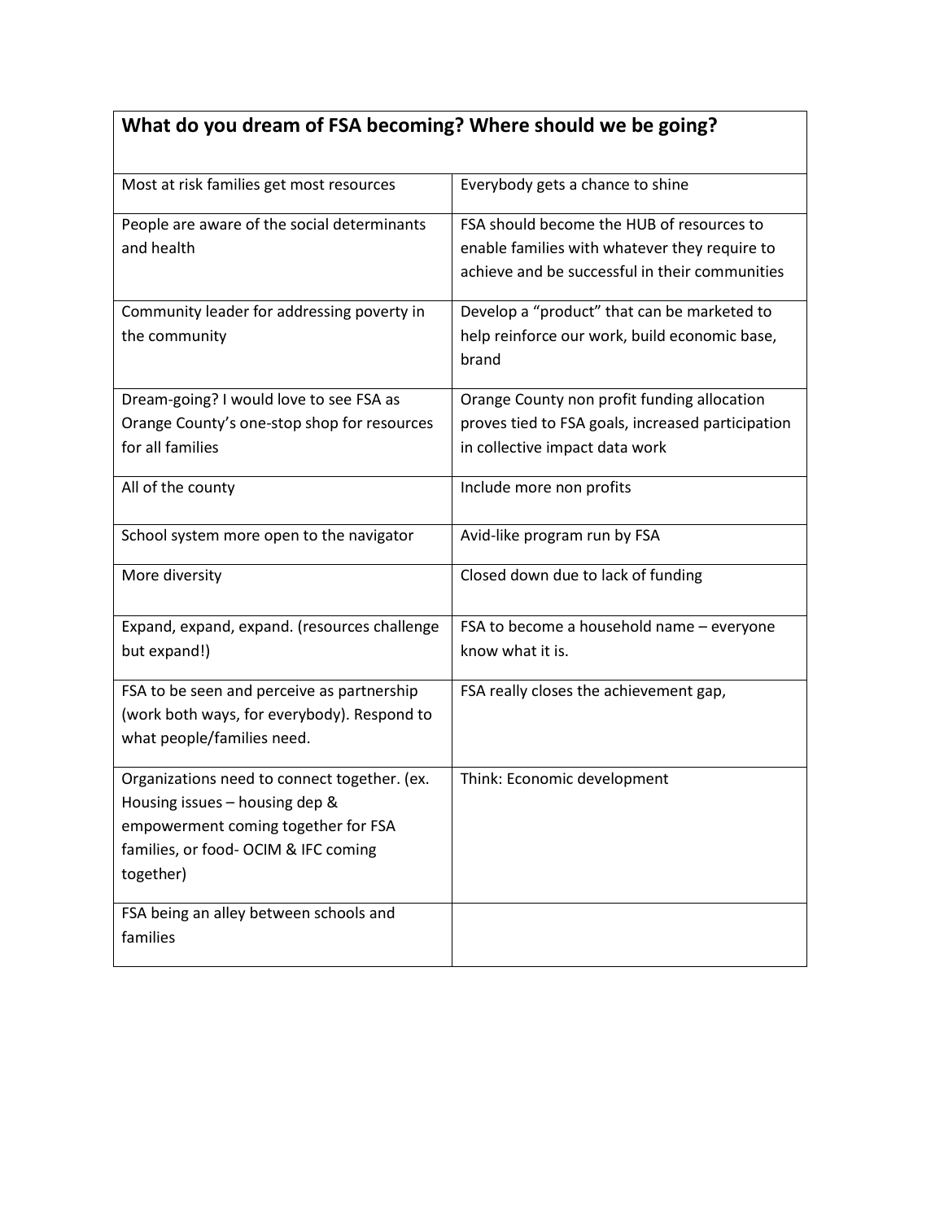| What do you dream of FSA becoming? Where should we be going? | |
|---|---|
| Most at risk families get most resources | Everybody gets a chance to shine |
| People are aware of the social determinants and health | FSA should become the HUB of resources to enable families with whatever they require to achieve and be successful in their communities |
| Community leader for addressing poverty in the community | Develop a "product" that can be marketed to help reinforce our work, build economic base, brand |
| Dream-going? I would love to see FSA as Orange County's one-stop shop for resources for all families | Orange County non profit funding allocation proves tied to FSA goals, increased participation in collective impact data work |
| All of the county | Include more non profits |
| School system more open to the navigator | Avid-like program run by FSA |
| More diversity | Closed down due to lack of funding |
| Expand, expand, expand. (resources challenge but expand!) | FSA to become a household name – everyone know what it is. |
| FSA to be seen and perceive as partnership (work both ways, for everybody). Respond to what people/families need. | FSA really closes the achievement gap, |
| Organizations need to connect together. (ex. Housing issues – housing dep & empowerment coming together for FSA families, or food- OCIM & IFC coming together) | Think: Economic development |
| FSA being an alley between schools and families | |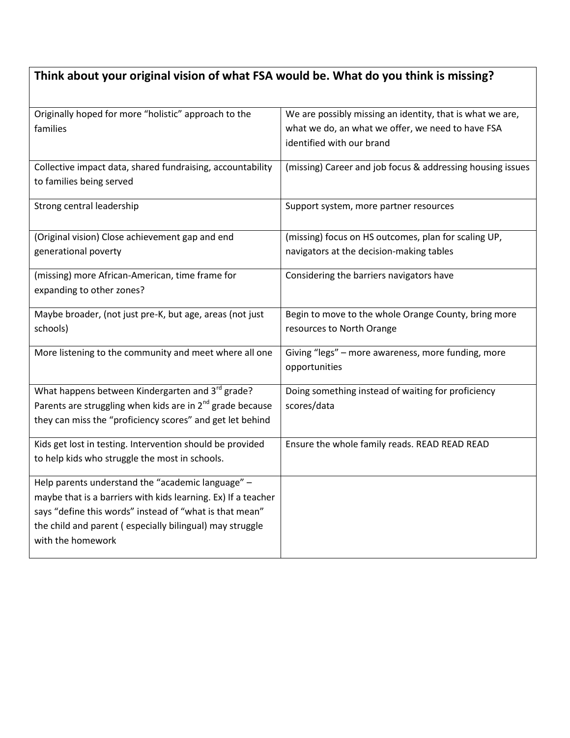| Think about your original vision of what FSA would be. What do you think is missing? | |
|---|---|
| Originally hoped for more "holistic" approach to the families | We are possibly missing an identity, that is what we are, what we do, an what we offer, we need to have FSA identified with our brand |
| Collective impact data, shared fundraising, accountability to families being served | (missing) Career and job focus & addressing housing issues |
| Strong central leadership | Support system, more partner resources |
| (Original vision) Close achievement gap and end generational poverty | (missing) focus on HS outcomes, plan for scaling UP, navigators at the decision-making tables |
| (missing) more African-American, time frame for expanding to other zones? | Considering the barriers navigators have |
| Maybe broader, (not just pre-K, but age, areas (not just schools) | Begin to move to the whole Orange County, bring more resources to North Orange |
| More listening to the community and meet where all one | Giving "legs" – more awareness, more funding, more opportunities |
| What happens between Kindergarten and 3rd grade? Parents are struggling when kids are in 2nd grade because they can miss the "proficiency scores" and get let behind | Doing something instead of waiting for proficiency scores/data |
| Kids get lost in testing. Intervention should be provided to help kids who struggle the most in schools. | Ensure the whole family reads. READ READ READ |
| Help parents understand the "academic language" – maybe that is a barriers with kids learning. Ex) If a teacher says "define this words" instead of "what is that mean" the child and parent ( especially bilingual) may struggle with the homework | |